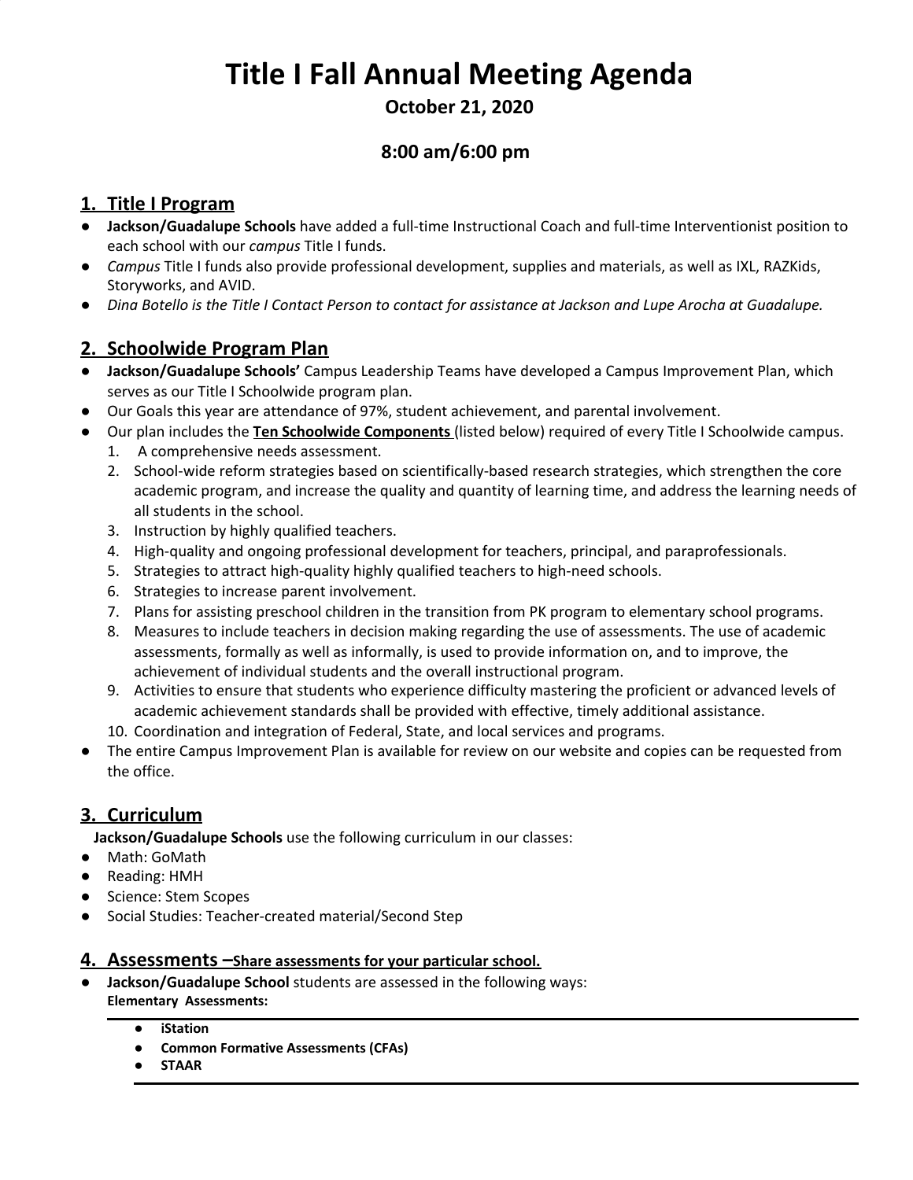# Title I Fall Annual Meeting Agenda

**October 21, 2020**

**8:00 am/6:00 pm**

## 1. Title I Program

- **Jackson/Guadalupe Schools** have added a full-time Instructional Coach and full-time Interventionist position to each school with our *campus* Title I funds.
- *Campus* Title I funds also provide professional development, supplies and materials, as well as IXL, RAZKids, Storyworks, and AVID.
- *Dina Botello is the Title I Contact Person to contact for assistance at Jackson and Lupe Arocha at Guadalupe.*

## 2. Schoolwide Program Plan

- **Jackson/Guadalupe Schools'** Campus Leadership Teams have developed a Campus Improvement Plan, which serves as our Title I Schoolwide program plan.
- Our Goals this year are attendance of 97%, student achievement, and parental involvement.
- Our plan includes the **Ten Schoolwide Components** (listed below) required of every Title I Schoolwide campus.
  1. A comprehensive needs assessment.
  2. School-wide reform strategies based on scientifically-based research strategies, which strengthen the core academic program, and increase the quality and quantity of learning time, and address the learning needs of all students in the school.
  3. Instruction by highly qualified teachers.
  4. High-quality and ongoing professional development for teachers, principal, and paraprofessionals.
  5. Strategies to attract high-quality highly qualified teachers to high-need schools.
  6. Strategies to increase parent involvement.
  7. Plans for assisting preschool children in the transition from PK program to elementary school programs.
  8. Measures to include teachers in decision making regarding the use of assessments. The use of academic assessments, formally as well as informally, is used to provide information on, and to improve, the achievement of individual students and the overall instructional program.
  9. Activities to ensure that students who experience difficulty mastering the proficient or advanced levels of academic achievement standards shall be provided with effective, timely additional assistance.
  10. Coordination and integration of Federal, State, and local services and programs.
- The entire Campus Improvement Plan is available for review on our website and copies can be requested from the office.

## 3. Curriculum

**Jackson/Guadalupe Schools** use the following curriculum in our classes:

- Math: GoMath
- Reading: HMH
- Science: Stem Scopes
- Social Studies: Teacher-created material/Second Step

## 4. Assessments –Share assessments for your particular school.

- **Jackson/Guadalupe School** students are assessed in the following ways:

**Elementary Assessments:**

- **iStation**
- **Common Formative Assessments (CFAs)**
- **STAAR**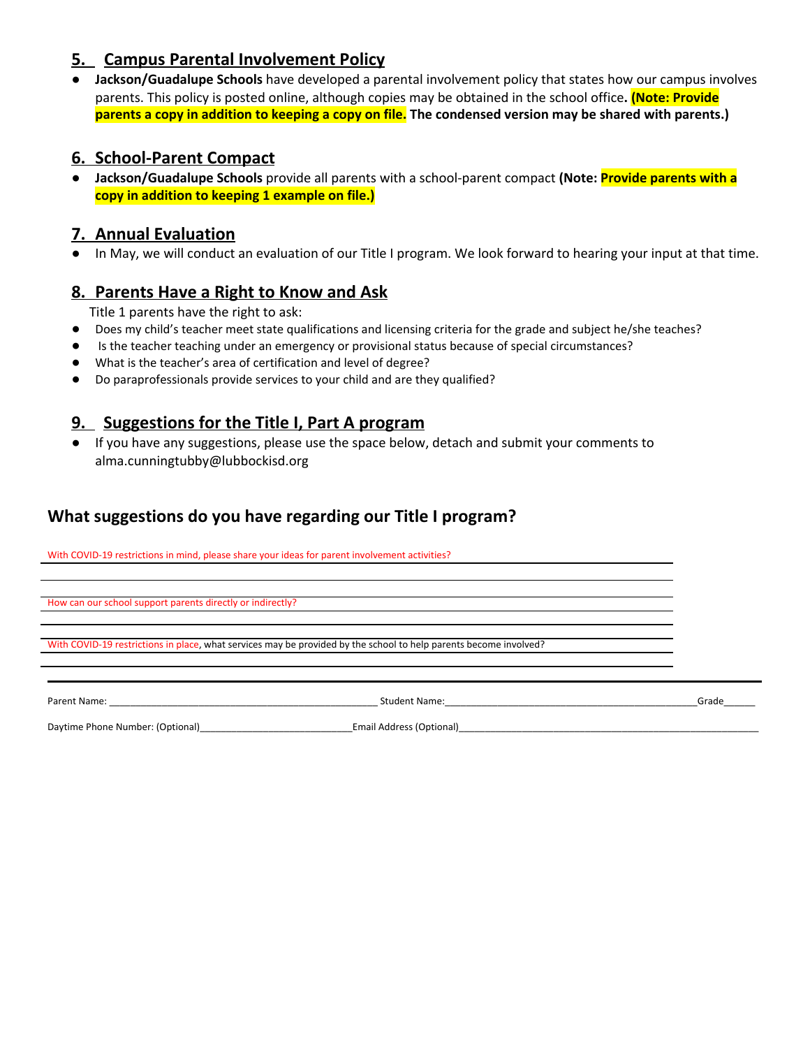## 5. Campus Parental Involvement Policy

- **Jackson/Guadalupe Schools** have developed a parental involvement policy that states how our campus involves parents. This policy is posted online, although copies may be obtained in the school office**. (Note: Provide parents a copy in addition to keeping a copy on file. The condensed version may be shared with parents.)**

## 6. School-Parent Compact

- **Jackson/Guadalupe Schools** provide all parents with a school-parent compact **(Note: Provide parents with a copy in addition to keeping 1 example on file.)**

## 7. Annual Evaluation

- In May, we will conduct an evaluation of our Title I program. We look forward to hearing your input at that time.

## 8. Parents Have a Right to Know and Ask

Title 1 parents have the right to ask:

- Does my child's teacher meet state qualifications and licensing criteria for the grade and subject he/she teaches?
- Is the teacher teaching under an emergency or provisional status because of special circumstances?
- What is the teacher's area of certification and level of degree?
- Do paraprofessionals provide services to your child and are they qualified?

## 9. Suggestions for the Title I, Part A program

- If you have any suggestions, please use the space below, detach and submit your comments to alma.cunningtubby@lubbockisd.org

### What suggestions do you have regarding our Title I program?

With COVID-19 restrictions in mind, please share your ideas for parent involvement activities?

______________________________________________

______________________________________________

How can our school support parents directly or indirectly?

______________________________________________

______________________________________________

With COVID-19 restrictions in place, what services may be provided by the school to help parents become involved?

______________________________________________

______________________________________________

Parent Name: ______________________________ Student Name: ______________________________ Grade______

Daytime Phone Number: (Optional)____________________ Email Address (Optional)______________________________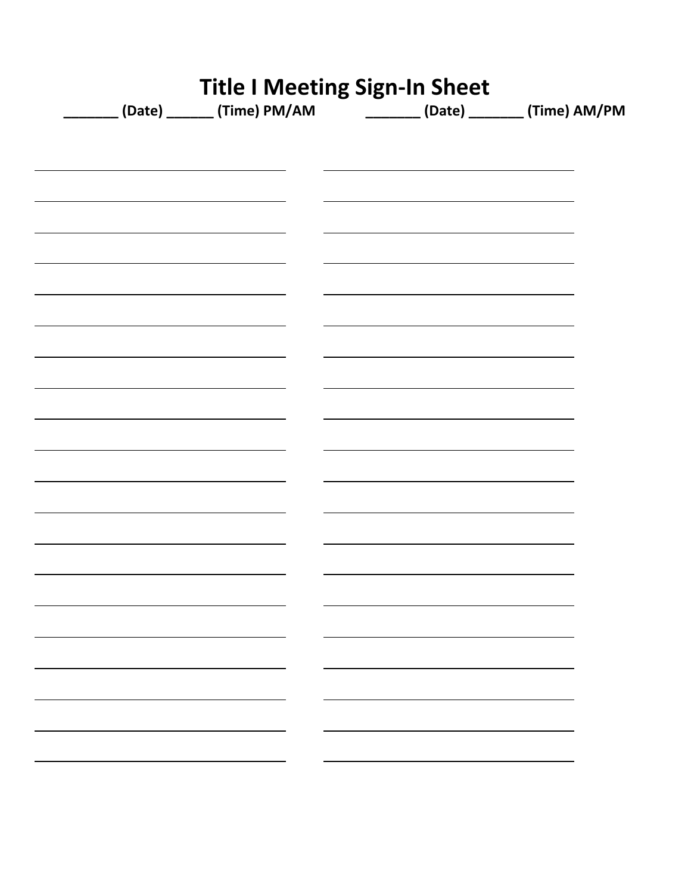# Title I Meeting Sign-In Sheet

**_______ (Date) ______ (Time) PM/AM** **_______ (Date) _______ (Time) AM/PM**

| | |
|---|---|
| | |
| | |
| | |
| | |
| | |
| | |
| | |
| | |
| | |
| | |
| | |
| | |
| | |
| | |
| | |
| | |
| | |
| | |
| | |
| | |